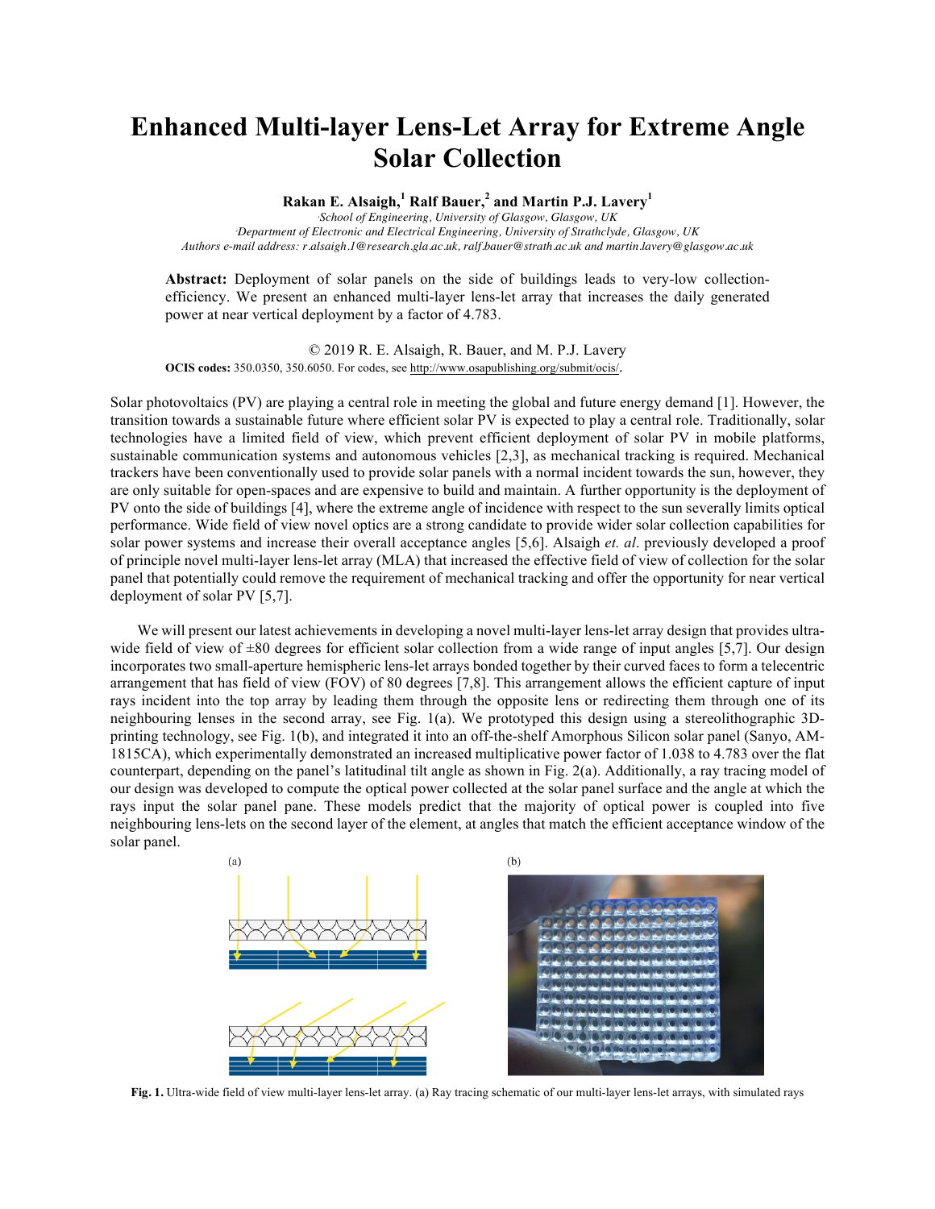# Enhanced Multi-layer Lens-Let Array for Extreme Angle Solar Collection

**Rakan E. Alsaigh,[1] Ralf Bauer,[2] and Martin P.J. Lavery[1]**

*[1]School of Engineering, University of Glasgow, Glasgow, UK*
*[2]Department of Electronic and Electrical Engineering, University of Strathclyde, Glasgow, UK*
*Authors e-mail address: r.alsaigh.1@research.gla.ac.uk, ralf.bauer@strath.ac.uk and martin.lavery@glasgow.ac.uk*

**Abstract:** Deployment of solar panels on the side of buildings leads to very-low collection-efficiency. We present an enhanced multi-layer lens-let array that increases the daily generated power at near vertical deployment by a factor of 4.783.

© 2019 R. E. Alsaigh, R. Bauer, and M. P.J. Lavery

**OCIS codes:** 350.0350, 350.6050. For codes, see http://www.osapublishing.org/submit/ocis/.

Solar photovoltaics (PV) are playing a central role in meeting the global and future energy demand [1]. However, the transition towards a sustainable future where efficient solar PV is expected to play a central role. Traditionally, solar technologies have a limited field of view, which prevent efficient deployment of solar PV in mobile platforms, sustainable communication systems and autonomous vehicles [2,3], as mechanical tracking is required. Mechanical trackers have been conventionally used to provide solar panels with a normal incident towards the sun, however, they are only suitable for open-spaces and are expensive to build and maintain. A further opportunity is the deployment of PV onto the side of buildings [4], where the extreme angle of incidence with respect to the sun severally limits optical performance. Wide field of view novel optics are a strong candidate to provide wider solar collection capabilities for solar power systems and increase their overall acceptance angles [5,6]. Alsaigh *et. al*. previously developed a proof of principle novel multi-layer lens-let array (MLA) that increased the effective field of view of collection for the solar panel that potentially could remove the requirement of mechanical tracking and offer the opportunity for near vertical deployment of solar PV [5,7].

We will present our latest achievements in developing a novel multi-layer lens-let array design that provides ultra-wide field of view of ±80 degrees for efficient solar collection from a wide range of input angles [5,7]. Our design incorporates two small-aperture hemispheric lens-let arrays bonded together by their curved faces to form a telecentric arrangement that has field of view (FOV) of 80 degrees [7,8]. This arrangement allows the efficient capture of input rays incident into the top array by leading them through the opposite lens or redirecting them through one of its neighbouring lenses in the second array, see Fig. 1(a). We prototyped this design using a stereolithographic 3D-printing technology, see Fig. 1(b), and integrated it into an off-the-shelf Amorphous Silicon solar panel (Sanyo, AM-1815CA), which experimentally demonstrated an increased multiplicative power factor of 1.038 to 4.783 over the flat counterpart, depending on the panel's latitudinal tilt angle as shown in Fig. 2(a). Additionally, a ray tracing model of our design was developed to compute the optical power collected at the solar panel surface and the angle at which the rays input the solar panel pane. These models predict that the majority of optical power is coupled into five neighbouring lens-lets on the second layer of the element, at angles that match the efficient acceptance window of the solar panel.

**Fig. 1.** Ultra-wide field of view multi-layer lens-let array. (a) Ray tracing schematic of our multi-layer lens-let arrays, with simulated rays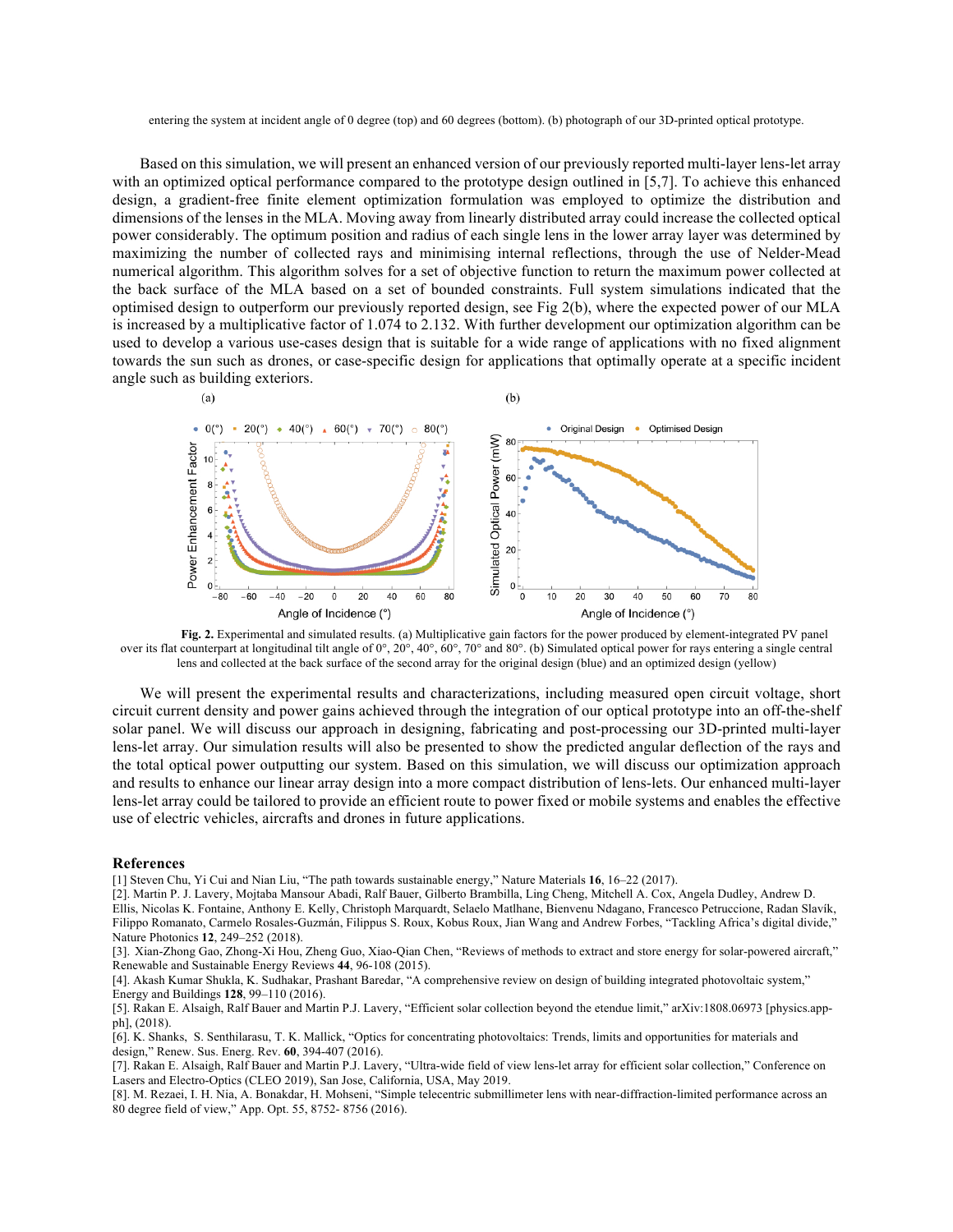entering the system at incident angle of 0 degree (top) and 60 degrees (bottom). (b) photograph of our 3D-printed optical prototype.

Based on this simulation, we will present an enhanced version of our previously reported multi-layer lens-let array with an optimized optical performance compared to the prototype design outlined in [5,7]. To achieve this enhanced design, a gradient-free finite element optimization formulation was employed to optimize the distribution and dimensions of the lenses in the MLA. Moving away from linearly distributed array could increase the collected optical power considerably. The optimum position and radius of each single lens in the lower array layer was determined by maximizing the number of collected rays and minimising internal reflections, through the use of Nelder-Mead numerical algorithm. This algorithm solves for a set of objective function to return the maximum power collected at the back surface of the MLA based on a set of bounded constraints. Full system simulations indicated that the optimised design to outperform our previously reported design, see Fig 2(b), where the expected power of our MLA is increased by a multiplicative factor of 1.074 to 2.132. With further development our optimization algorithm can be used to develop a various use-cases design that is suitable for a wide range of applications with no fixed alignment towards the sun such as drones, or case-specific design for applications that optimally operate at a specific incident angle such as building exteriors.

(a)

0(°) 20(°) 40(°) 60(°) 70(°) 80(°)

Power Enhancement Factor

0 2 4 6 8 10

−80 −60 −40 −20 0 20 40 60 80

Angle of Incidence (°)

(b)

Original Design Optimised Design

Simulated Optical Power (mW)

0 20 40 60 80

0 10 20 30 40 50 60 70 80

Angle of Incidence (°)

**Fig. 2.** Experimental and simulated results. (a) Multiplicative gain factors for the power produced by element-integrated PV panel over its flat counterpart at longitudinal tilt angle of 0°, 20°, 40°, 60°, 70° and 80°. (b) Simulated optical power for rays entering a single central lens and collected at the back surface of the second array for the original design (blue) and an optimized design (yellow)

We will present the experimental results and characterizations, including measured open circuit voltage, short circuit current density and power gains achieved through the integration of our optical prototype into an off-the-shelf solar panel. We will discuss our approach in designing, fabricating and post-processing our 3D-printed multi-layer lens-let array. Our simulation results will also be presented to show the predicted angular deflection of the rays and the total optical power outputting our system. Based on this simulation, we will discuss our optimization approach and results to enhance our linear array design into a more compact distribution of lens-lets. Our enhanced multi-layer lens-let array could be tailored to provide an efficient route to power fixed or mobile systems and enables the effective use of electric vehicles, aircrafts and drones in future applications.

## References

[1] Steven Chu, Yi Cui and Nian Liu, "The path towards sustainable energy," Nature Materials **16**, 16–22 (2017).

[2]. Martin P. J. Lavery, Mojtaba Mansour Abadi, Ralf Bauer, Gilberto Brambilla, Ling Cheng, Mitchell A. Cox, Angela Dudley, Andrew D. Ellis, Nicolas K. Fontaine, Anthony E. Kelly, Christoph Marquardt, Selaelo Matlhane, Bienvenu Ndagano, Francesco Petruccione, Radan Slavík, Filippo Romanato, Carmelo Rosales-Guzmán, Filippus S. Roux, Kobus Roux, Jian Wang and Andrew Forbes, "Tackling Africa's digital divide," Nature Photonics **12**, 249–252 (2018).

[3]. Xian-Zhong Gao, Zhong-Xi Hou, Zheng Guo, Xiao-Qian Chen, "Reviews of methods to extract and store energy for solar-powered aircraft," Renewable and Sustainable Energy Reviews **44**, 96-108 (2015).

[4]. Akash Kumar Shukla, K. Sudhakar, Prashant Baredar, "A comprehensive review on design of building integrated photovoltaic system," Energy and Buildings **128**, 99–110 (2016).

[5]. Rakan E. Alsaigh, Ralf Bauer and Martin P.J. Lavery, "Efficient solar collection beyond the etendue limit," arXiv:1808.06973 [physics.app-ph], (2018).

[6]. K. Shanks, S. Senthilarasu, T. K. Mallick, "Optics for concentrating photovoltaics: Trends, limits and opportunities for materials and design," Renew. Sus. Energ. Rev. **60**, 394-407 (2016).

[7]. Rakan E. Alsaigh, Ralf Bauer and Martin P.J. Lavery, "Ultra-wide field of view lens-let array for efficient solar collection," Conference on Lasers and Electro-Optics (CLEO 2019), San Jose, California, USA, May 2019.

[8]. M. Rezaei, I. H. Nia, A. Bonakdar, H. Mohseni, "Simple telecentric submillimeter lens with near-diffraction-limited performance across an 80 degree field of view," App. Opt. 55, 8752- 8756 (2016).